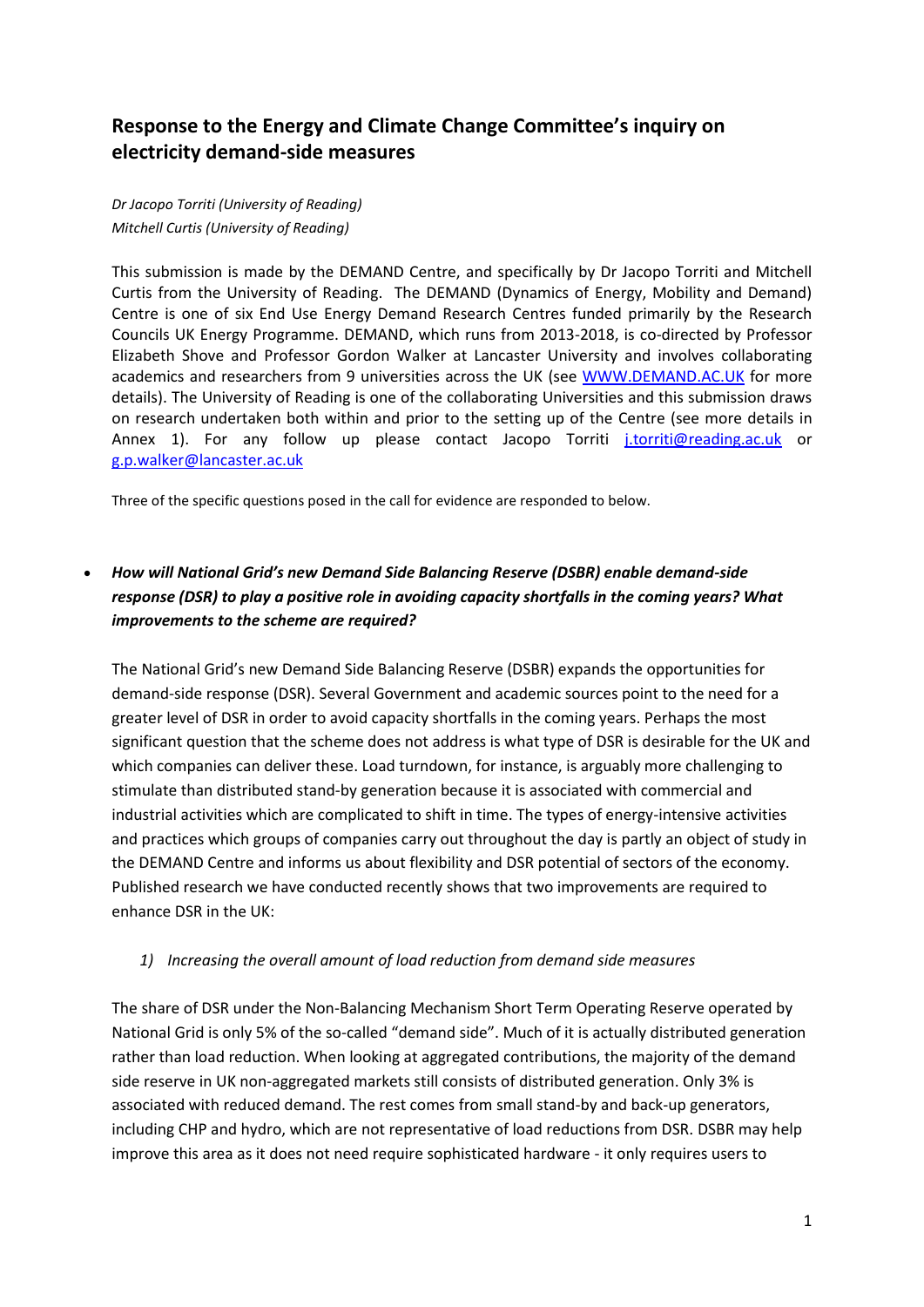# Response to the Energy and Climate Change Committee's inquiry on electricity demand-side measures

*Dr Jacopo Torriti (University of Reading)*
*Mitchell Curtis (University of Reading)*

This submission is made by the DEMAND Centre, and specifically by Dr Jacopo Torriti and Mitchell Curtis from the University of Reading. The DEMAND (Dynamics of Energy, Mobility and Demand) Centre is one of six End Use Energy Demand Research Centres funded primarily by the Research Councils UK Energy Programme. DEMAND, which runs from 2013-2018, is co-directed by Professor Elizabeth Shove and Professor Gordon Walker at Lancaster University and involves collaborating academics and researchers from 9 universities across the UK (see [WWW.DEMAND.AC.UK](http://WWW.DEMAND.AC.UK) for more details). The University of Reading is one of the collaborating Universities and this submission draws on research undertaken both within and prior to the setting up of the Centre (see more details in Annex 1). For any follow up please contact Jacopo Torriti [j.torriti@reading.ac.uk](mailto:j.torriti@reading.ac.uk) or [g.p.walker@lancaster.ac.uk](mailto:g.p.walker@lancaster.ac.uk)

Three of the specific questions posed in the call for evidence are responded to below.

- ***How will National Grid's new Demand Side Balancing Reserve (DSBR) enable demand-side response (DSR) to play a positive role in avoiding capacity shortfalls in the coming years? What improvements to the scheme are required?***

The National Grid's new Demand Side Balancing Reserve (DSBR) expands the opportunities for demand-side response (DSR). Several Government and academic sources point to the need for a greater level of DSR in order to avoid capacity shortfalls in the coming years. Perhaps the most significant question that the scheme does not address is what type of DSR is desirable for the UK and which companies can deliver these. Load turndown, for instance, is arguably more challenging to stimulate than distributed stand-by generation because it is associated with commercial and industrial activities which are complicated to shift in time. The types of energy-intensive activities and practices which groups of companies carry out throughout the day is partly an object of study in the DEMAND Centre and informs us about flexibility and DSR potential of sectors of the economy. Published research we have conducted recently shows that two improvements are required to enhance DSR in the UK:

*1) Increasing the overall amount of load reduction from demand side measures*

The share of DSR under the Non-Balancing Mechanism Short Term Operating Reserve operated by National Grid is only 5% of the so-called "demand side". Much of it is actually distributed generation rather than load reduction. When looking at aggregated contributions, the majority of the demand side reserve in UK non-aggregated markets still consists of distributed generation. Only 3% is associated with reduced demand. The rest comes from small stand-by and back-up generators, including CHP and hydro, which are not representative of load reductions from DSR. DSBR may help improve this area as it does not need require sophisticated hardware - it only requires users to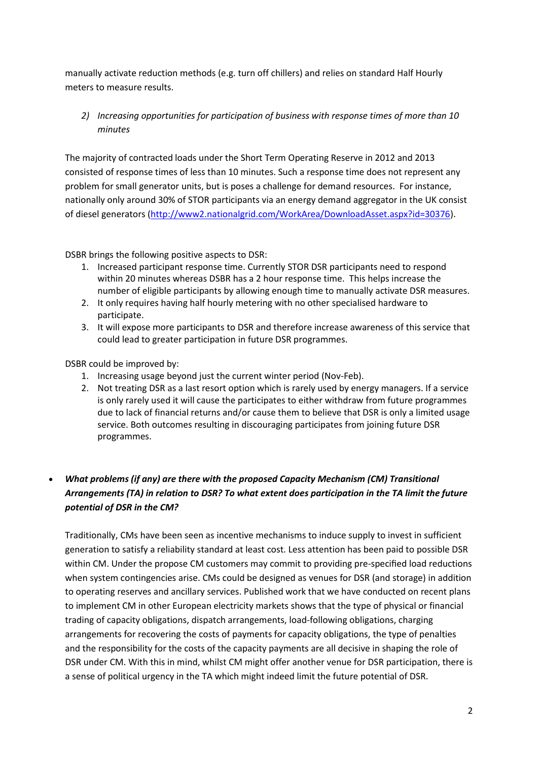manually activate reduction methods (e.g. turn off chillers) and relies on standard Half Hourly meters to measure results.

2) *Increasing opportunities for participation of business with response times of more than 10 minutes*

The majority of contracted loads under the Short Term Operating Reserve in 2012 and 2013 consisted of response times of less than 10 minutes. Such a response time does not represent any problem for small generator units, but is poses a challenge for demand resources. For instance, nationally only around 30% of STOR participants via an energy demand aggregator in the UK consist of diesel generators (http://www2.nationalgrid.com/WorkArea/DownloadAsset.aspx?id=30376).

DSBR brings the following positive aspects to DSR:

1. Increased participant response time. Currently STOR DSR participants need to respond within 20 minutes whereas DSBR has a 2 hour response time. This helps increase the number of eligible participants by allowing enough time to manually activate DSR measures.
2. It only requires having half hourly metering with no other specialised hardware to participate.
3. It will expose more participants to DSR and therefore increase awareness of this service that could lead to greater participation in future DSR programmes.

DSBR could be improved by:

1. Increasing usage beyond just the current winter period (Nov-Feb).
2. Not treating DSR as a last resort option which is rarely used by energy managers. If a service is only rarely used it will cause the participates to either withdraw from future programmes due to lack of financial returns and/or cause them to believe that DSR is only a limited usage service. Both outcomes resulting in discouraging participates from joining future DSR programmes.

- ***What problems (if any) are there with the proposed Capacity Mechanism (CM) Transitional Arrangements (TA) in relation to DSR? To what extent does participation in the TA limit the future potential of DSR in the CM?***

Traditionally, CMs have been seen as incentive mechanisms to induce supply to invest in sufficient generation to satisfy a reliability standard at least cost. Less attention has been paid to possible DSR within CM. Under the propose CM customers may commit to providing pre-specified load reductions when system contingencies arise. CMs could be designed as venues for DSR (and storage) in addition to operating reserves and ancillary services. Published work that we have conducted on recent plans to implement CM in other European electricity markets shows that the type of physical or financial trading of capacity obligations, dispatch arrangements, load-following obligations, charging arrangements for recovering the costs of payments for capacity obligations, the type of penalties and the responsibility for the costs of the capacity payments are all decisive in shaping the role of DSR under CM. With this in mind, whilst CM might offer another venue for DSR participation, there is a sense of political urgency in the TA which might indeed limit the future potential of DSR.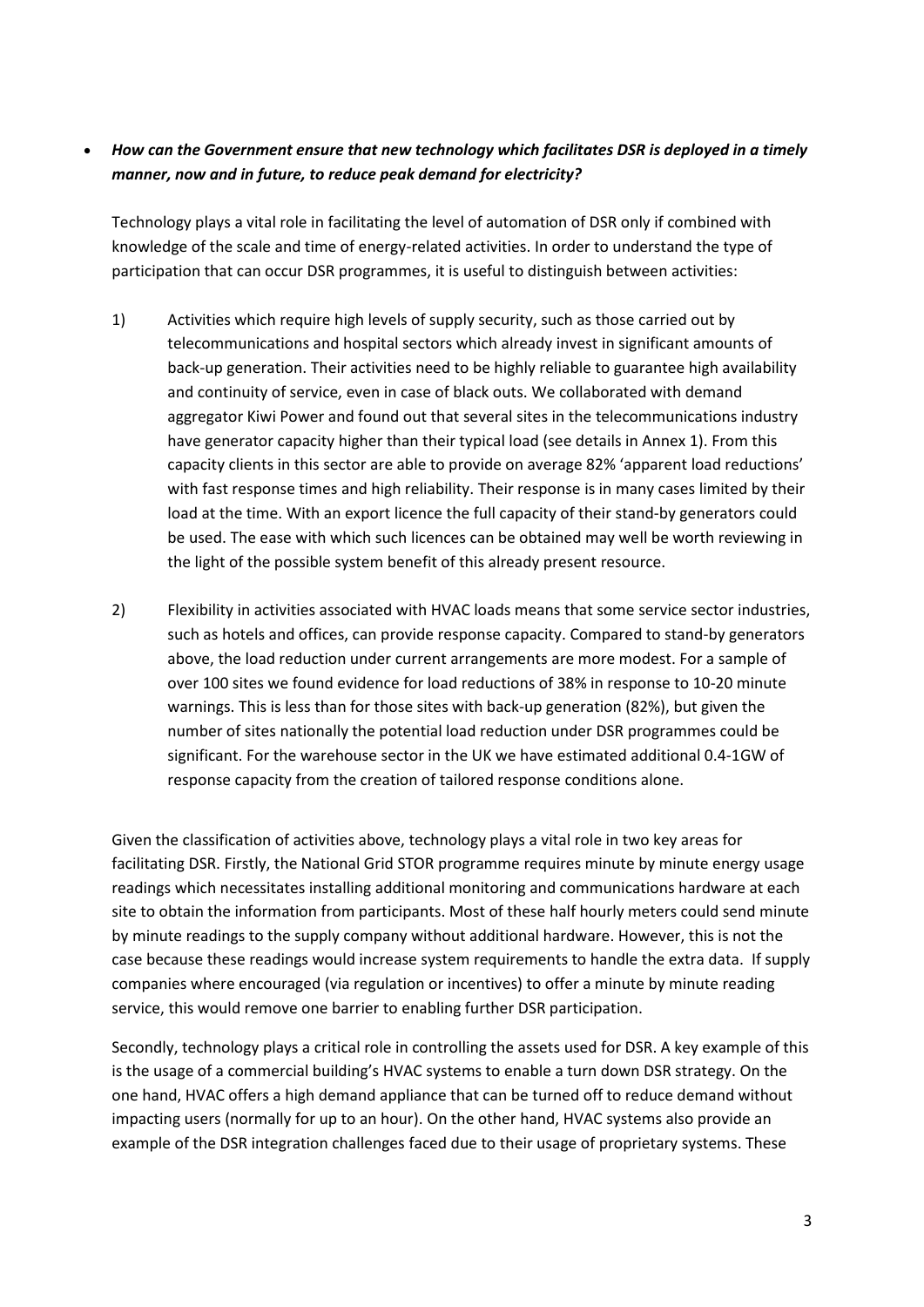- ***How can the Government ensure that new technology which facilitates DSR is deployed in a timely manner, now and in future, to reduce peak demand for electricity?***

Technology plays a vital role in facilitating the level of automation of DSR only if combined with knowledge of the scale and time of energy-related activities. In order to understand the type of participation that can occur DSR programmes, it is useful to distinguish between activities:

1) Activities which require high levels of supply security, such as those carried out by telecommunications and hospital sectors which already invest in significant amounts of back-up generation. Their activities need to be highly reliable to guarantee high availability and continuity of service, even in case of black outs. We collaborated with demand aggregator Kiwi Power and found out that several sites in the telecommunications industry have generator capacity higher than their typical load (see details in Annex 1). From this capacity clients in this sector are able to provide on average 82% 'apparent load reductions' with fast response times and high reliability. Their response is in many cases limited by their load at the time. With an export licence the full capacity of their stand-by generators could be used. The ease with which such licences can be obtained may well be worth reviewing in the light of the possible system benefit of this already present resource.

2) Flexibility in activities associated with HVAC loads means that some service sector industries, such as hotels and offices, can provide response capacity. Compared to stand-by generators above, the load reduction under current arrangements are more modest. For a sample of over 100 sites we found evidence for load reductions of 38% in response to 10-20 minute warnings. This is less than for those sites with back-up generation (82%), but given the number of sites nationally the potential load reduction under DSR programmes could be significant. For the warehouse sector in the UK we have estimated additional 0.4-1GW of response capacity from the creation of tailored response conditions alone.

Given the classification of activities above, technology plays a vital role in two key areas for facilitating DSR. Firstly, the National Grid STOR programme requires minute by minute energy usage readings which necessitates installing additional monitoring and communications hardware at each site to obtain the information from participants. Most of these half hourly meters could send minute by minute readings to the supply company without additional hardware. However, this is not the case because these readings would increase system requirements to handle the extra data. If supply companies where encouraged (via regulation or incentives) to offer a minute by minute reading service, this would remove one barrier to enabling further DSR participation.

Secondly, technology plays a critical role in controlling the assets used for DSR. A key example of this is the usage of a commercial building's HVAC systems to enable a turn down DSR strategy. On the one hand, HVAC offers a high demand appliance that can be turned off to reduce demand without impacting users (normally for up to an hour). On the other hand, HVAC systems also provide an example of the DSR integration challenges faced due to their usage of proprietary systems. These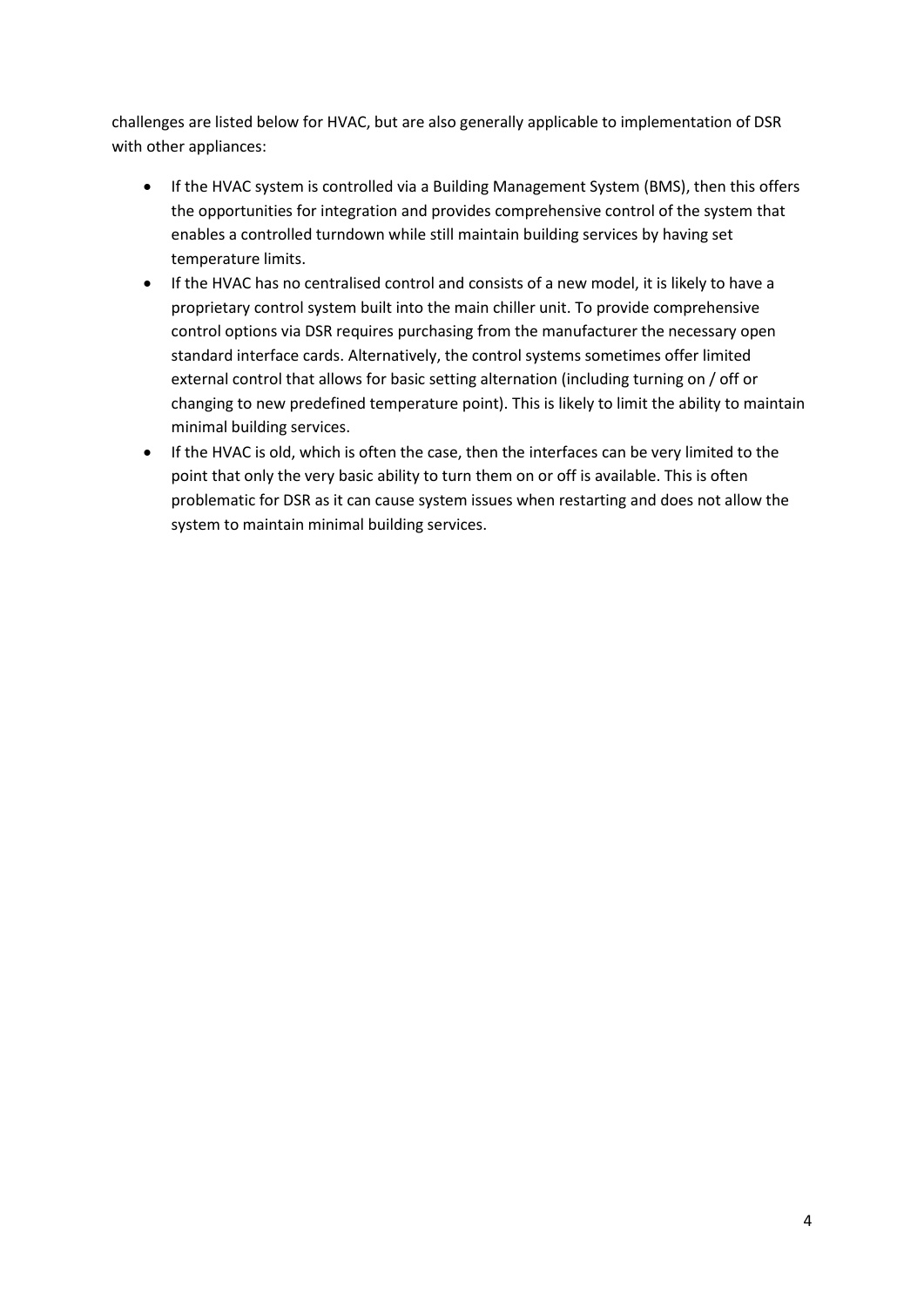challenges are listed below for HVAC, but are also generally applicable to implementation of DSR with other appliances:

- If the HVAC system is controlled via a Building Management System (BMS), then this offers the opportunities for integration and provides comprehensive control of the system that enables a controlled turndown while still maintain building services by having set temperature limits.
- If the HVAC has no centralised control and consists of a new model, it is likely to have a proprietary control system built into the main chiller unit. To provide comprehensive control options via DSR requires purchasing from the manufacturer the necessary open standard interface cards. Alternatively, the control systems sometimes offer limited external control that allows for basic setting alternation (including turning on / off or changing to new predefined temperature point). This is likely to limit the ability to maintain minimal building services.
- If the HVAC is old, which is often the case, then the interfaces can be very limited to the point that only the very basic ability to turn them on or off is available. This is often problematic for DSR as it can cause system issues when restarting and does not allow the system to maintain minimal building services.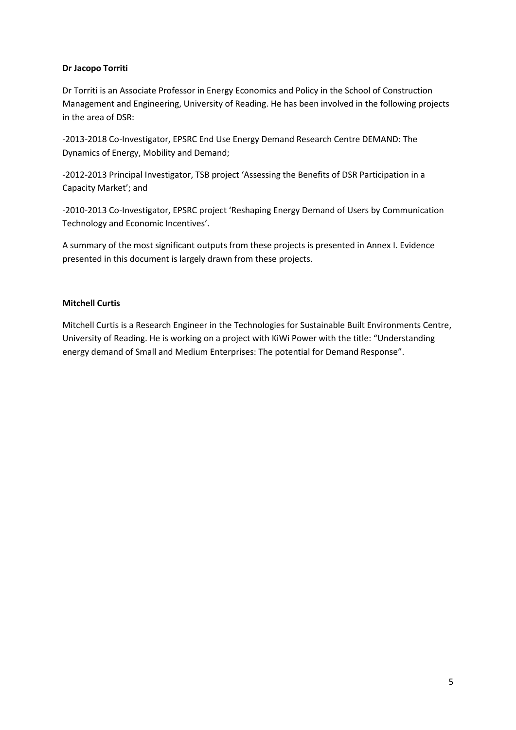**Dr Jacopo Torriti**

Dr Torriti is an Associate Professor in Energy Economics and Policy in the School of Construction Management and Engineering, University of Reading. He has been involved in the following projects in the area of DSR:

-2013-2018 Co-Investigator, EPSRC End Use Energy Demand Research Centre DEMAND: The Dynamics of Energy, Mobility and Demand;

-2012-2013 Principal Investigator, TSB project 'Assessing the Benefits of DSR Participation in a Capacity Market'; and

-2010-2013 Co-Investigator, EPSRC project 'Reshaping Energy Demand of Users by Communication Technology and Economic Incentives'.

A summary of the most significant outputs from these projects is presented in Annex I. Evidence presented in this document is largely drawn from these projects.

**Mitchell Curtis**

Mitchell Curtis is a Research Engineer in the Technologies for Sustainable Built Environments Centre, University of Reading. He is working on a project with KiWi Power with the title: "Understanding energy demand of Small and Medium Enterprises: The potential for Demand Response".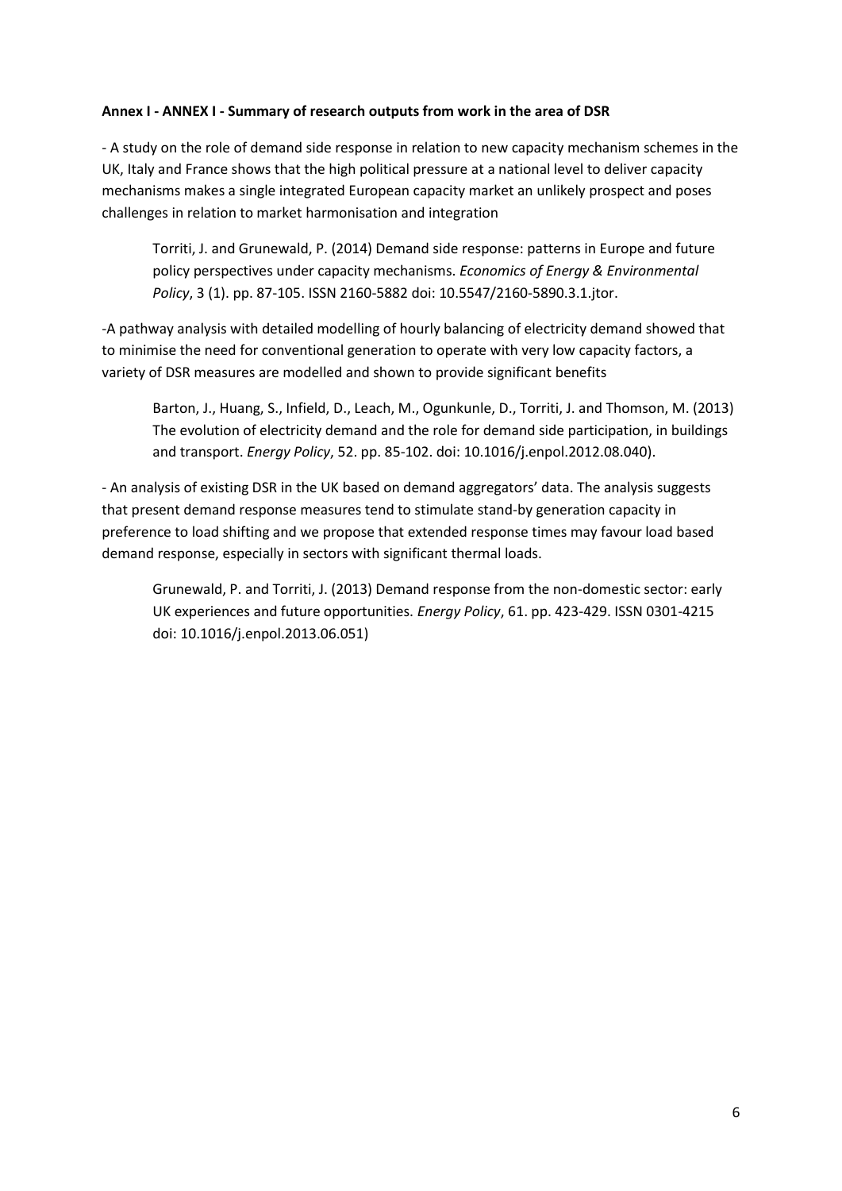**Annex I - ANNEX I - Summary of research outputs from work in the area of DSR**

- A study on the role of demand side response in relation to new capacity mechanism schemes in the UK, Italy and France shows that the high political pressure at a national level to deliver capacity mechanisms makes a single integrated European capacity market an unlikely prospect and poses challenges in relation to market harmonisation and integration

> Torriti, J. and Grunewald, P. (2014) Demand side response: patterns in Europe and future policy perspectives under capacity mechanisms. *Economics of Energy & Environmental Policy*, 3 (1). pp. 87-105. ISSN 2160-5882 doi: 10.5547/2160-5890.3.1.jtor.

-A pathway analysis with detailed modelling of hourly balancing of electricity demand showed that to minimise the need for conventional generation to operate with very low capacity factors, a variety of DSR measures are modelled and shown to provide significant benefits

> Barton, J., Huang, S., Infield, D., Leach, M., Ogunkunle, D., Torriti, J. and Thomson, M. (2013) The evolution of electricity demand and the role for demand side participation, in buildings and transport. *Energy Policy*, 52. pp. 85-102. doi: 10.1016/j.enpol.2012.08.040).

- An analysis of existing DSR in the UK based on demand aggregators' data. The analysis suggests that present demand response measures tend to stimulate stand-by generation capacity in preference to load shifting and we propose that extended response times may favour load based demand response, especially in sectors with significant thermal loads.

> Grunewald, P. and Torriti, J. (2013) Demand response from the non-domestic sector: early UK experiences and future opportunities. *Energy Policy*, 61. pp. 423-429. ISSN 0301-4215 doi: 10.1016/j.enpol.2013.06.051)